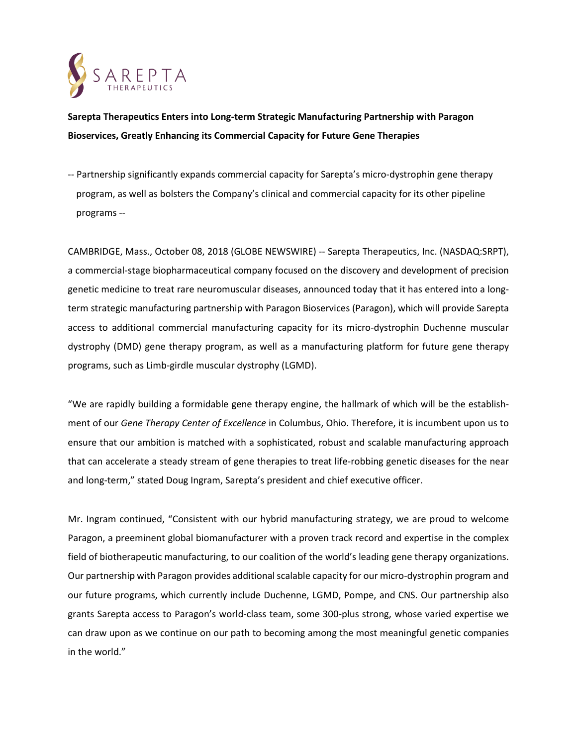**Sarepta Therapeutics Enters into Long-term Strategic Manufacturing Partnership with Paragon Bioservices, Greatly Enhancing its Commercial Capacity for Future Gene Therapies**

-- Partnership significantly expands commercial capacity for Sarepta's micro-dystrophin gene therapy program, as well as bolsters the Company's clinical and commercial capacity for its other pipeline programs --

CAMBRIDGE, Mass., October 08, 2018 (GLOBE NEWSWIRE) -- Sarepta Therapeutics, Inc. (NASDAQ:SRPT), a commercial-stage biopharmaceutical company focused on the discovery and development of precision genetic medicine to treat rare neuromuscular diseases, announced today that it has entered into a long-term strategic manufacturing partnership with Paragon Bioservices (Paragon), which will provide Sarepta access to additional commercial manufacturing capacity for its micro-dystrophin Duchenne muscular dystrophy (DMD) gene therapy program, as well as a manufacturing platform for future gene therapy programs, such as Limb-girdle muscular dystrophy (LGMD).

"We are rapidly building a formidable gene therapy engine, the hallmark of which will be the establishment of our *Gene Therapy Center of Excellence* in Columbus, Ohio. Therefore, it is incumbent upon us to ensure that our ambition is matched with a sophisticated, robust and scalable manufacturing approach that can accelerate a steady stream of gene therapies to treat life-robbing genetic diseases for the near and long-term," stated Doug Ingram, Sarepta's president and chief executive officer.

Mr. Ingram continued, "Consistent with our hybrid manufacturing strategy, we are proud to welcome Paragon, a preeminent global biomanufacturer with a proven track record and expertise in the complex field of biotherapeutic manufacturing, to our coalition of the world's leading gene therapy organizations. Our partnership with Paragon provides additional scalable capacity for our micro-dystrophin program and our future programs, which currently include Duchenne, LGMD, Pompe, and CNS. Our partnership also grants Sarepta access to Paragon's world-class team, some 300-plus strong, whose varied expertise we can draw upon as we continue on our path to becoming among the most meaningful genetic companies in the world."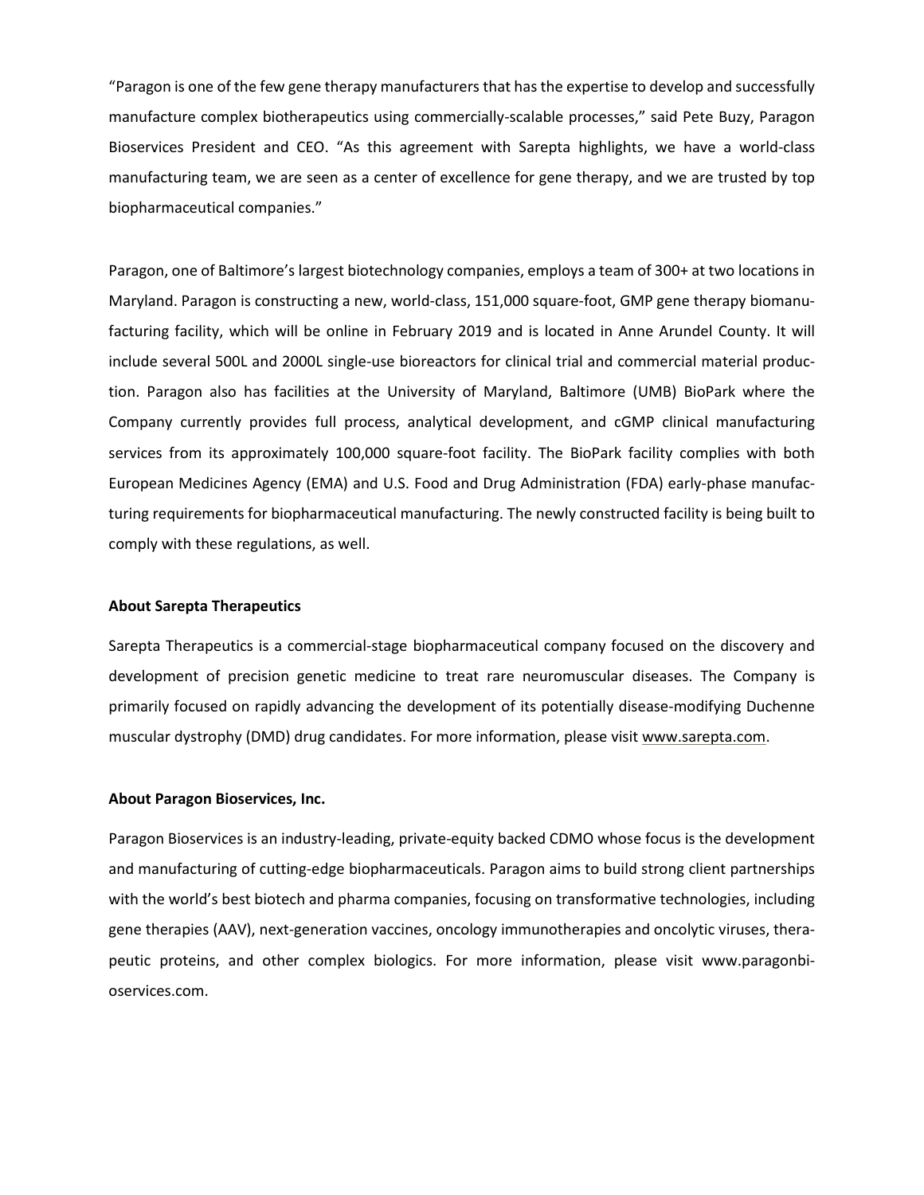"Paragon is one of the few gene therapy manufacturers that has the expertise to develop and successfully manufacture complex biotherapeutics using commercially-scalable processes," said Pete Buzy, Paragon Bioservices President and CEO. "As this agreement with Sarepta highlights, we have a world-class manufacturing team, we are seen as a center of excellence for gene therapy, and we are trusted by top biopharmaceutical companies."

Paragon, one of Baltimore's largest biotechnology companies, employs a team of 300+ at two locations in Maryland. Paragon is constructing a new, world-class, 151,000 square-foot, GMP gene therapy biomanufacturing facility, which will be online in February 2019 and is located in Anne Arundel County. It will include several 500L and 2000L single-use bioreactors for clinical trial and commercial material production. Paragon also has facilities at the University of Maryland, Baltimore (UMB) BioPark where the Company currently provides full process, analytical development, and cGMP clinical manufacturing services from its approximately 100,000 square-foot facility. The BioPark facility complies with both European Medicines Agency (EMA) and U.S. Food and Drug Administration (FDA) early-phase manufacturing requirements for biopharmaceutical manufacturing. The newly constructed facility is being built to comply with these regulations, as well.

**About Sarepta Therapeutics**

Sarepta Therapeutics is a commercial-stage biopharmaceutical company focused on the discovery and development of precision genetic medicine to treat rare neuromuscular diseases. The Company is primarily focused on rapidly advancing the development of its potentially disease-modifying Duchenne muscular dystrophy (DMD) drug candidates. For more information, please visit www.sarepta.com.

**About Paragon Bioservices, Inc.**

Paragon Bioservices is an industry-leading, private-equity backed CDMO whose focus is the development and manufacturing of cutting-edge biopharmaceuticals. Paragon aims to build strong client partnerships with the world's best biotech and pharma companies, focusing on transformative technologies, including gene therapies (AAV), next-generation vaccines, oncology immunotherapies and oncolytic viruses, therapeutic proteins, and other complex biologics. For more information, please visit www.paragonbioservices.com.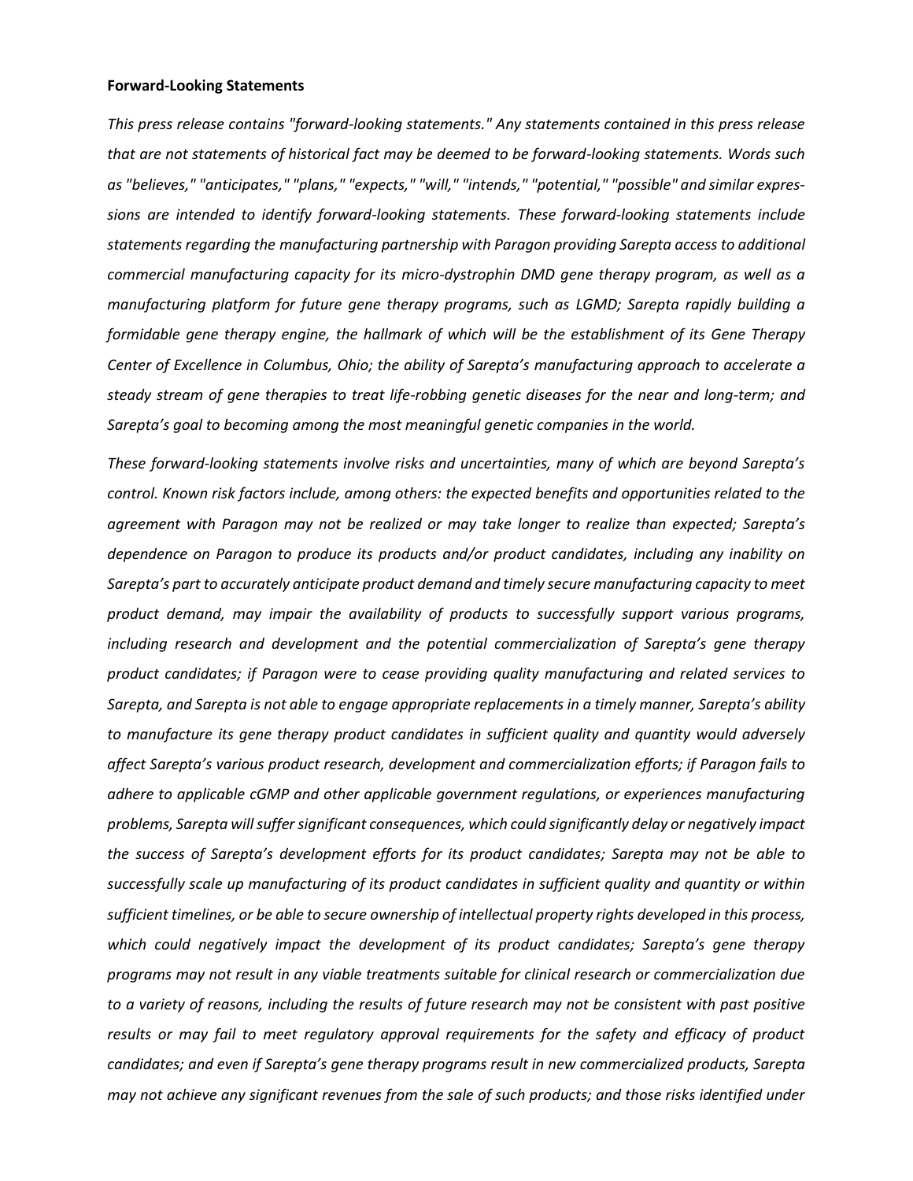**Forward-Looking Statements**

*This press release contains "forward-looking statements." Any statements contained in this press release that are not statements of historical fact may be deemed to be forward-looking statements. Words such as "believes," "anticipates," "plans," "expects," "will," "intends," "potential," "possible" and similar expressions are intended to identify forward-looking statements. These forward-looking statements include statements regarding the manufacturing partnership with Paragon providing Sarepta access to additional commercial manufacturing capacity for its micro-dystrophin DMD gene therapy program, as well as a manufacturing platform for future gene therapy programs, such as LGMD; Sarepta rapidly building a formidable gene therapy engine, the hallmark of which will be the establishment of its Gene Therapy Center of Excellence in Columbus, Ohio; the ability of Sarepta's manufacturing approach to accelerate a steady stream of gene therapies to treat life-robbing genetic diseases for the near and long-term; and Sarepta's goal to becoming among the most meaningful genetic companies in the world.*

*These forward-looking statements involve risks and uncertainties, many of which are beyond Sarepta's control. Known risk factors include, among others: the expected benefits and opportunities related to the agreement with Paragon may not be realized or may take longer to realize than expected; Sarepta's dependence on Paragon to produce its products and/or product candidates, including any inability on Sarepta's part to accurately anticipate product demand and timely secure manufacturing capacity to meet product demand, may impair the availability of products to successfully support various programs, including research and development and the potential commercialization of Sarepta's gene therapy product candidates; if Paragon were to cease providing quality manufacturing and related services to Sarepta, and Sarepta is not able to engage appropriate replacements in a timely manner, Sarepta's ability to manufacture its gene therapy product candidates in sufficient quality and quantity would adversely affect Sarepta's various product research, development and commercialization efforts; if Paragon fails to adhere to applicable cGMP and other applicable government regulations, or experiences manufacturing problems, Sarepta will suffer significant consequences, which could significantly delay or negatively impact the success of Sarepta's development efforts for its product candidates; Sarepta may not be able to successfully scale up manufacturing of its product candidates in sufficient quality and quantity or within sufficient timelines, or be able to secure ownership of intellectual property rights developed in this process, which could negatively impact the development of its product candidates; Sarepta's gene therapy programs may not result in any viable treatments suitable for clinical research or commercialization due to a variety of reasons, including the results of future research may not be consistent with past positive results or may fail to meet regulatory approval requirements for the safety and efficacy of product candidates; and even if Sarepta's gene therapy programs result in new commercialized products, Sarepta may not achieve any significant revenues from the sale of such products; and those risks identified under*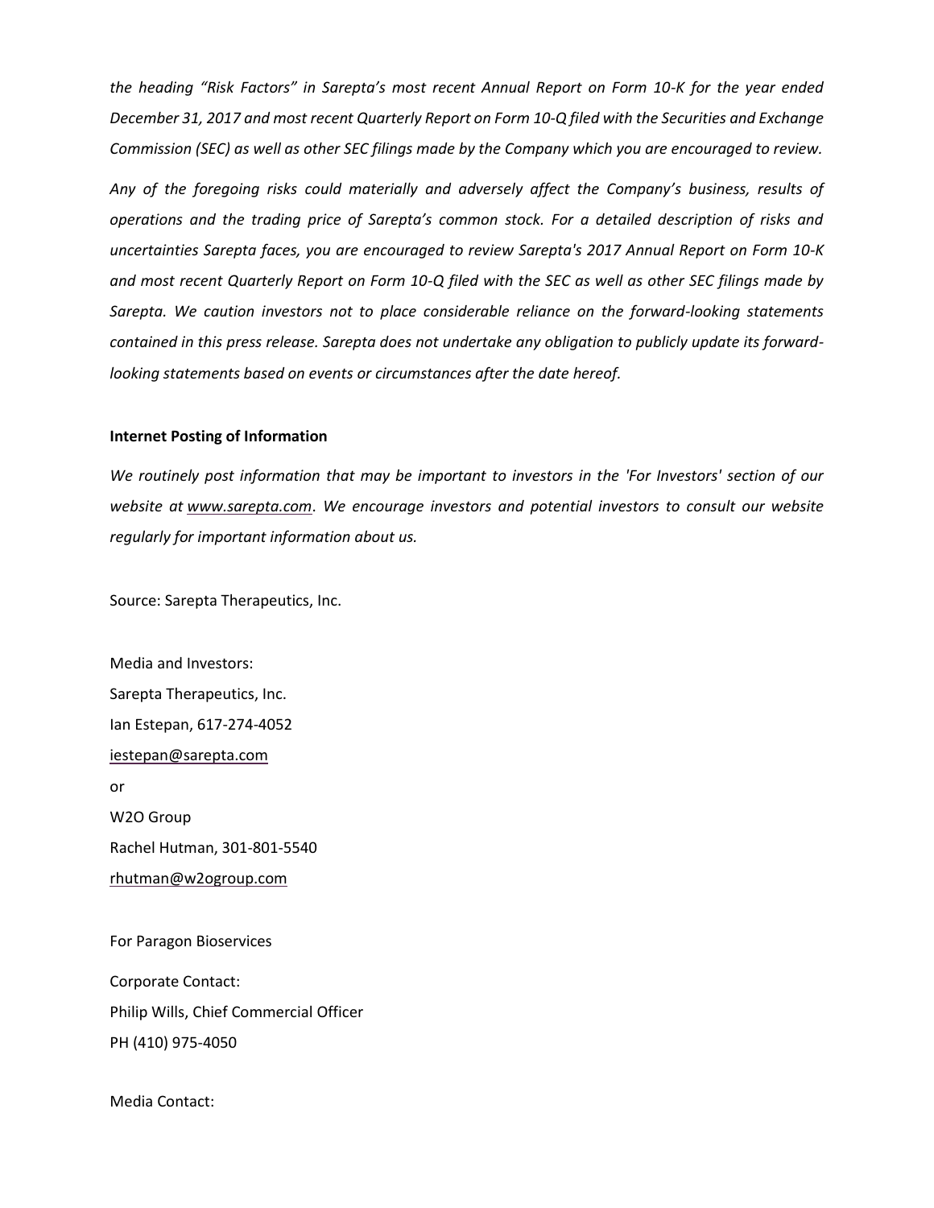*the heading "Risk Factors" in Sarepta's most recent Annual Report on Form 10-K for the year ended December 31, 2017 and most recent Quarterly Report on Form 10-Q filed with the Securities and Exchange Commission (SEC) as well as other SEC filings made by the Company which you are encouraged to review.*

*Any of the foregoing risks could materially and adversely affect the Company's business, results of operations and the trading price of Sarepta's common stock. For a detailed description of risks and uncertainties Sarepta faces, you are encouraged to review Sarepta's 2017 Annual Report on Form 10-K and most recent Quarterly Report on Form 10-Q filed with the SEC as well as other SEC filings made by Sarepta. We caution investors not to place considerable reliance on the forward-looking statements contained in this press release. Sarepta does not undertake any obligation to publicly update its forward-looking statements based on events or circumstances after the date hereof.*

**Internet Posting of Information**

*We routinely post information that may be important to investors in the 'For Investors' section of our website at [www.sarepta.com](www.sarepta.com). We encourage investors and potential investors to consult our website regularly for important information about us.*

Source: Sarepta Therapeutics, Inc.

Media and Investors:
Sarepta Therapeutics, Inc.
Ian Estepan, 617-274-4052
iestepan@sarepta.com
or
W2O Group
Rachel Hutman, 301-801-5540
rhutman@w2ogroup.com

For Paragon Bioservices

Corporate Contact:
Philip Wills, Chief Commercial Officer
PH (410) 975-4050

Media Contact: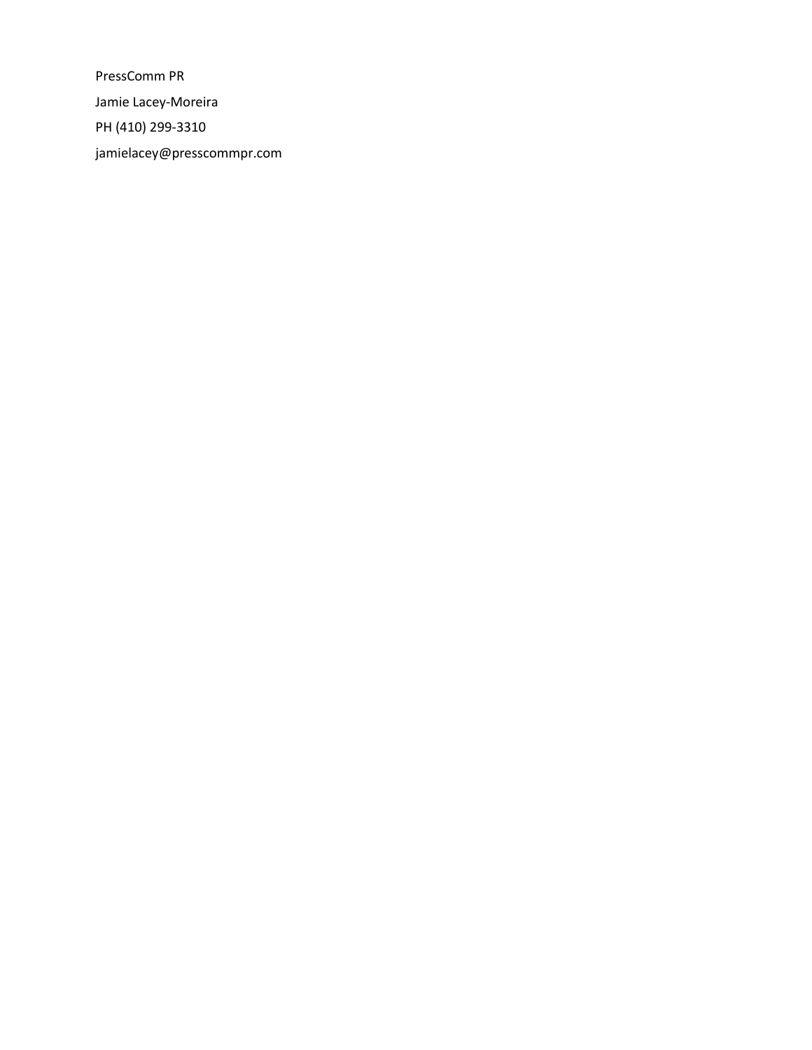PressComm PR

Jamie Lacey-Moreira

PH (410) 299-3310

jamielacey@presscommpr.com